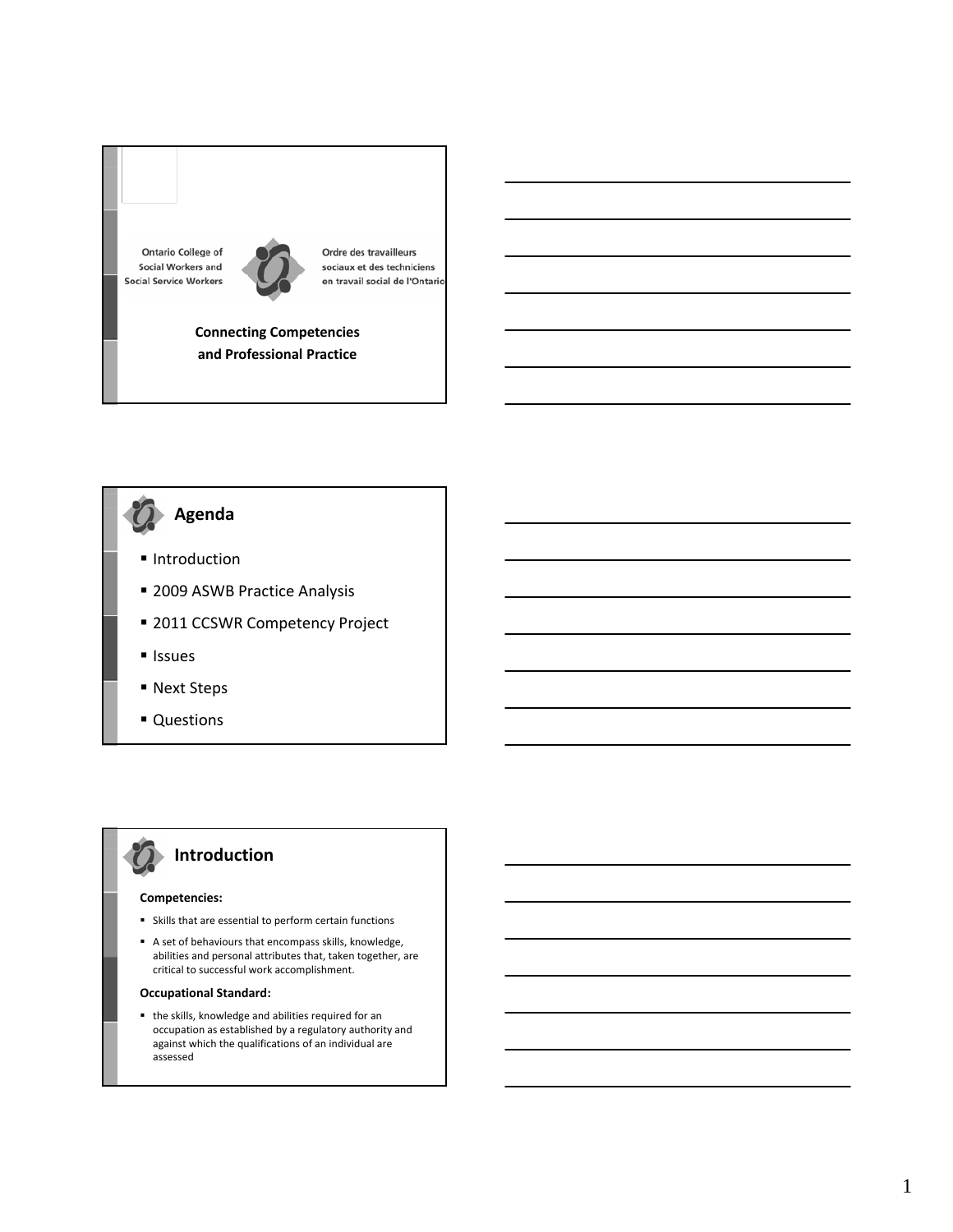Ontario College of Social Workers and Social Service Workers

Ordre des travailleurs sociaux et des techniciens en travail social de l'Ontario

**Connecting Competencies and Professional Practice**

## Agenda

- Introduction
- 2009 ASWB Practice Analysis
- 2011 CCSWR Competency Project
- Issues
- Next Steps
- Questions

## Introduction

**Competencies:**

- Skills that are essential to perform certain functions
- A set of behaviours that encompass skills, knowledge, abilities and personal attributes that, taken together, are critical to successful work accomplishment.

**Occupational Standard:**

- the skills, knowledge and abilities required for an occupation as established by a regulatory authority and against which the qualifications of an individual are assessed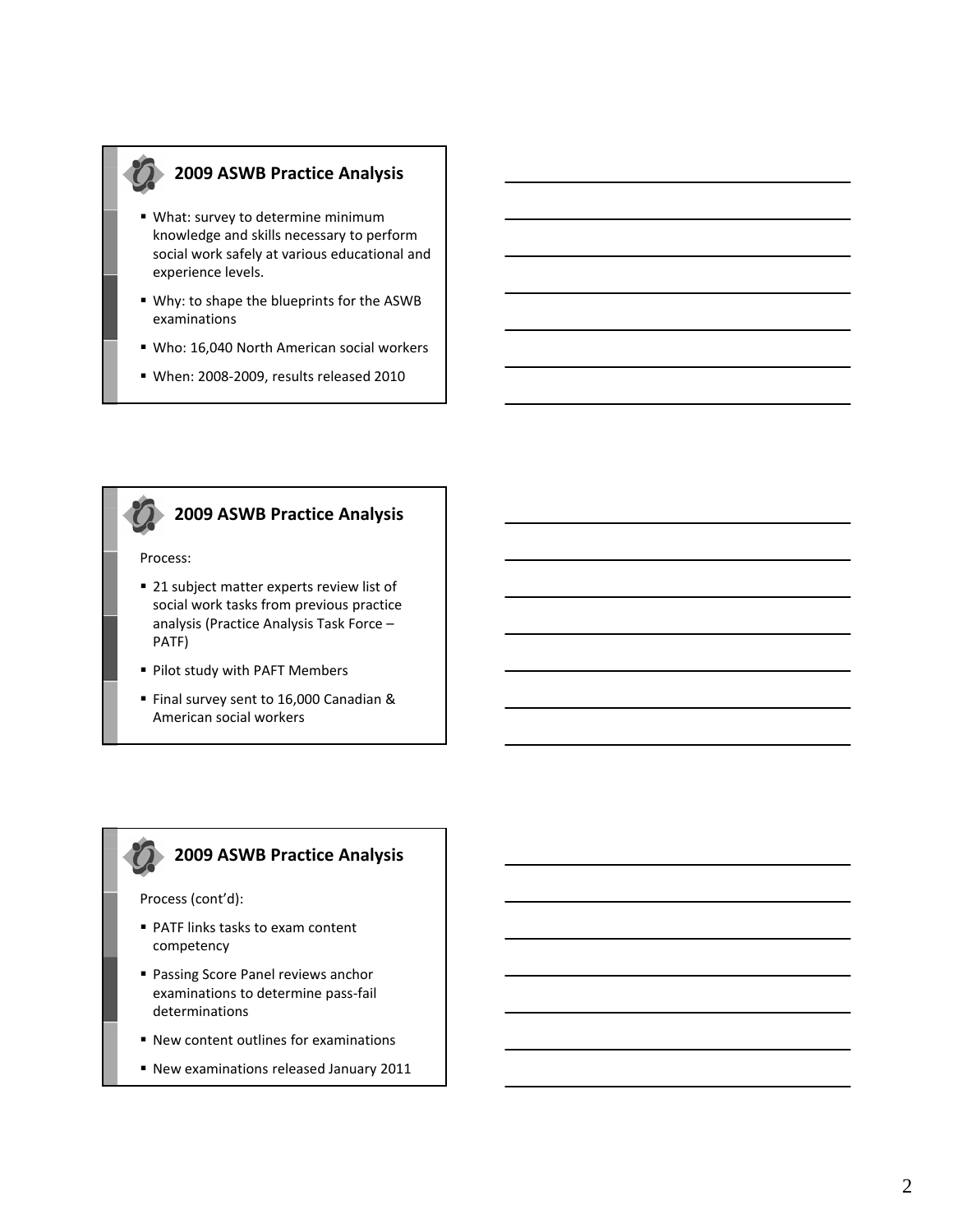## 2009 ASWB Practice Analysis

- What: survey to determine minimum knowledge and skills necessary to perform social work safely at various educational and experience levels.
- Why: to shape the blueprints for the ASWB examinations
- Who: 16,040 North American social workers
- When: 2008-2009, results released 2010

## 2009 ASWB Practice Analysis

Process:

- 21 subject matter experts review list of social work tasks from previous practice analysis (Practice Analysis Task Force – PATF)
- Pilot study with PAFT Members
- Final survey sent to 16,000 Canadian & American social workers

## 2009 ASWB Practice Analysis

Process (cont'd):

- PATF links tasks to exam content competency
- Passing Score Panel reviews anchor examinations to determine pass-fail determinations
- New content outlines for examinations
- New examinations released January 2011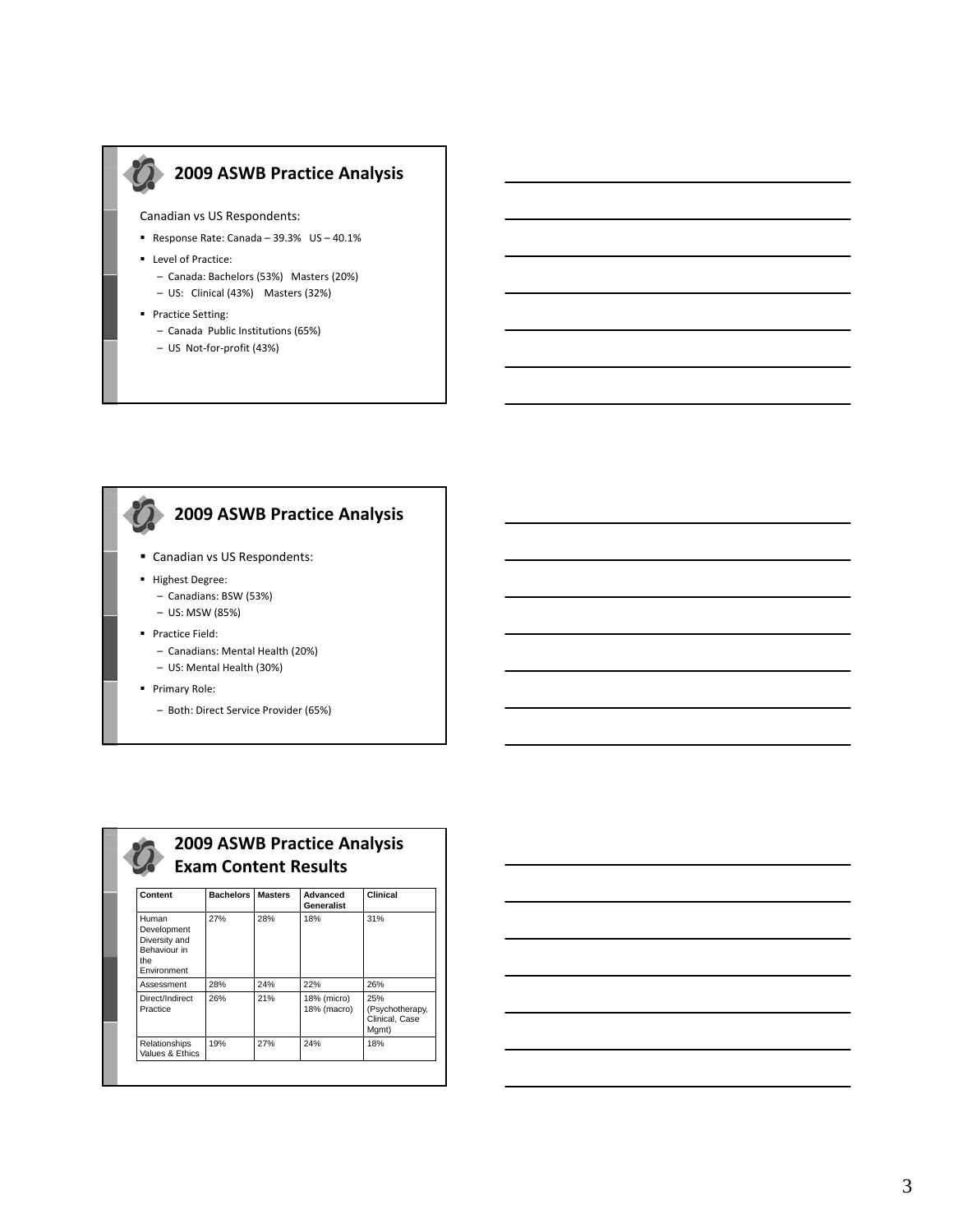## 2009 ASWB Practice Analysis

Canadian vs US Respondents:

- Response Rate: Canada – 39.3% US – 40.1%
- Level of Practice:
  - Canada: Bachelors (53%) Masters (20%)
  - US: Clinical (43%) Masters (32%)
- Practice Setting:
  - Canada Public Institutions (65%)
  - US Not-for-profit (43%)

## 2009 ASWB Practice Analysis

- Canadian vs US Respondents:
- Highest Degree:
  - Canadians: BSW (53%)
  - US: MSW (85%)
- Practice Field:
  - Canadians: Mental Health (20%)
  - US: Mental Health (30%)
- Primary Role:
  - Both: Direct Service Provider (65%)

## 2009 ASWB Practice Analysis Exam Content Results

| Content | Bachelors | Masters | Advanced Generalist | Clinical |
|---|---|---|---|---|
| Human Development Diversity and Behaviour in the Environment | 27% | 28% | 18% | 31% |
| Assessment | 28% | 24% | 22% | 26% |
| Direct/Indirect Practice | 26% | 21% | 18% (micro) 18% (macro) | 25% (Psychotherapy, Clinical, Case Mgmt) |
| Relationships Values & Ethics | 19% | 27% | 24% | 18% |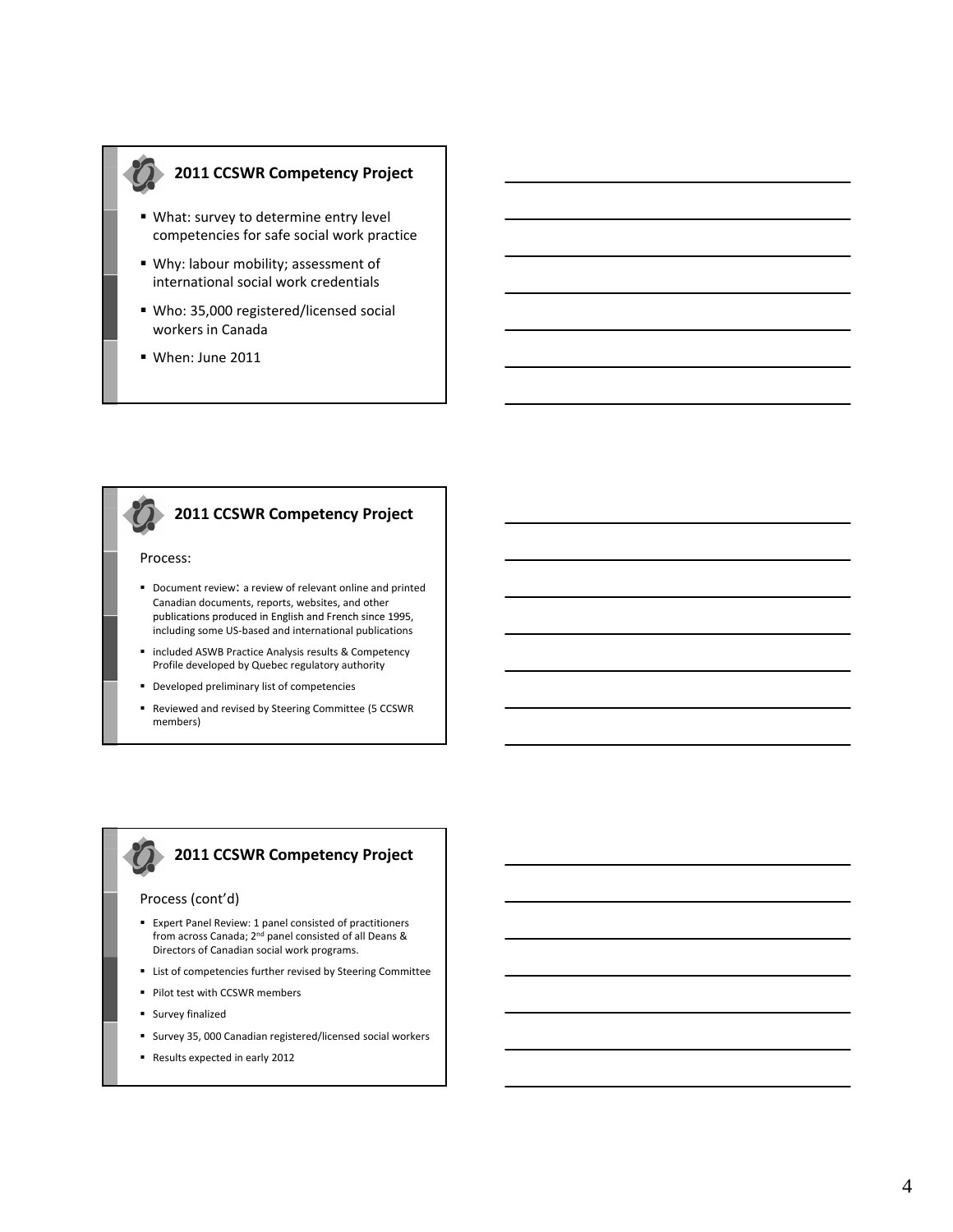## 2011 CCSWR Competency Project

- What: survey to determine entry level competencies for safe social work practice
- Why: labour mobility; assessment of international social work credentials
- Who: 35,000 registered/licensed social workers in Canada
- When: June 2011

## 2011 CCSWR Competency Project

Process:

- Document review: a review of relevant online and printed Canadian documents, reports, websites, and other publications produced in English and French since 1995, including some US-based and international publications
- included ASWB Practice Analysis results & Competency Profile developed by Quebec regulatory authority
- Developed preliminary list of competencies
- Reviewed and revised by Steering Committee (5 CCSWR members)

## 2011 CCSWR Competency Project

Process (cont'd)

- Expert Panel Review: 1 panel consisted of practitioners from across Canada; 2nd panel consisted of all Deans & Directors of Canadian social work programs.
- List of competencies further revised by Steering Committee
- Pilot test with CCSWR members
- Survey finalized
- Survey 35, 000 Canadian registered/licensed social workers
- Results expected in early 2012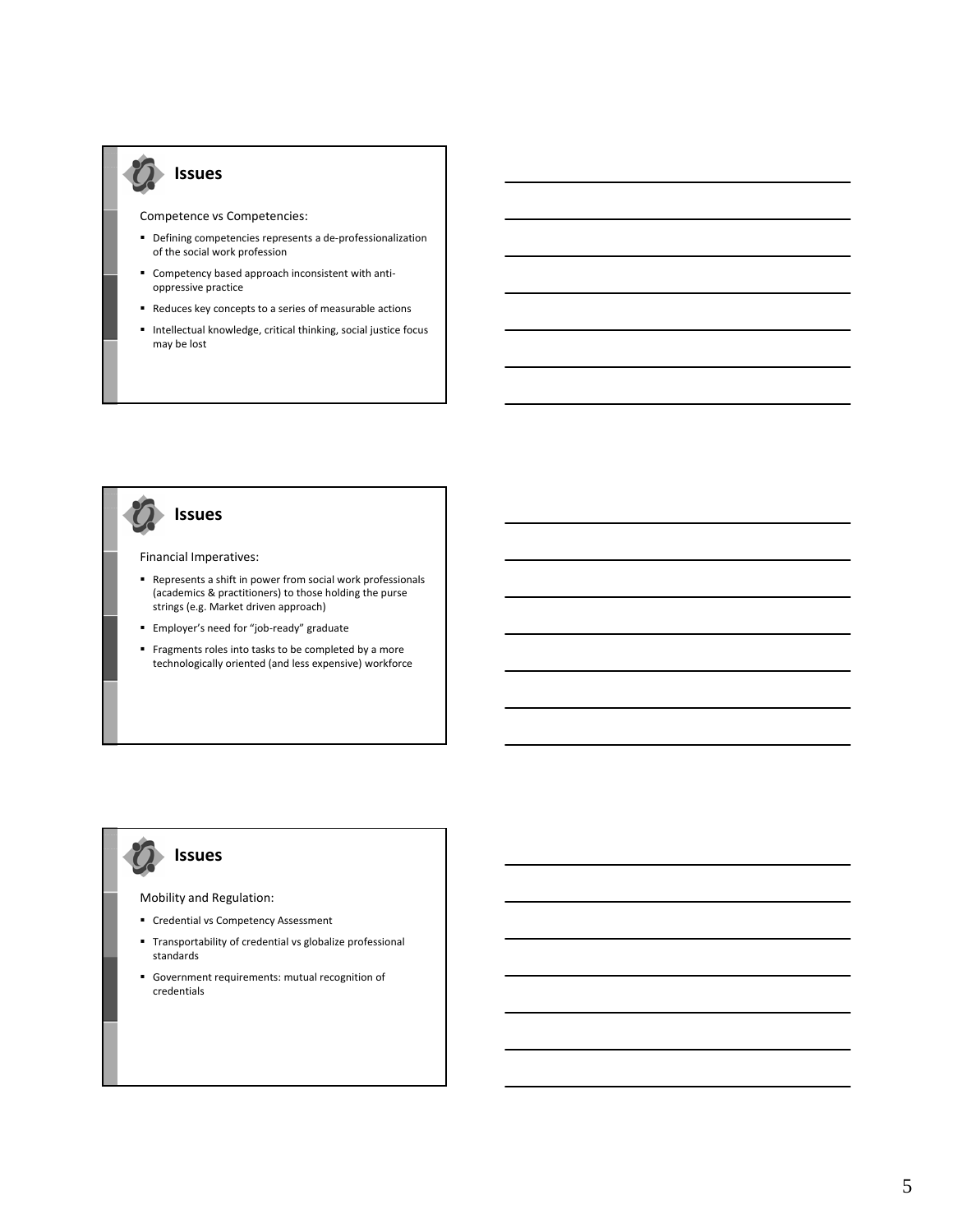## Issues

Competence vs Competencies:

- Defining competencies represents a de-professionalization of the social work profession
- Competency based approach inconsistent with anti-oppressive practice
- Reduces key concepts to a series of measurable actions
- Intellectual knowledge, critical thinking, social justice focus may be lost

## Issues

Financial Imperatives:

- Represents a shift in power from social work professionals (academics & practitioners) to those holding the purse strings (e.g. Market driven approach)
- Employer's need for "job-ready" graduate
- Fragments roles into tasks to be completed by a more technologically oriented (and less expensive) workforce

## Issues

Mobility and Regulation:

- Credential vs Competency Assessment
- Transportability of credential vs globalize professional standards
- Government requirements: mutual recognition of credentials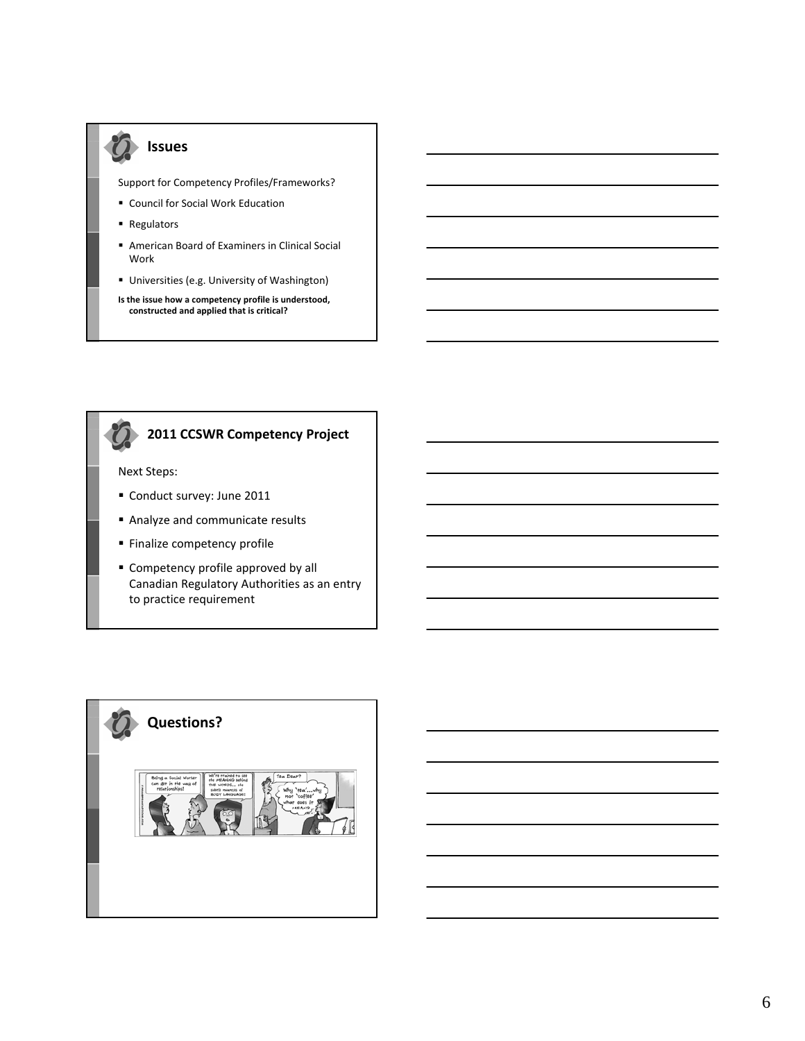## Issues

Support for Competency Profiles/Frameworks?

- Council for Social Work Education
- Regulators
- American Board of Examiners in Clinical Social Work
- Universities (e.g. University of Washington)

**Is the issue how a competency profile is understood, constructed and applied that is critical?**

## 2011 CCSWR Competency Project

Next Steps:

- Conduct survey: June 2011
- Analyze and communicate results
- Finalize competency profile
- Competency profile approved by all Canadian Regulatory Authorities as an entry to practice requirement

## Questions?